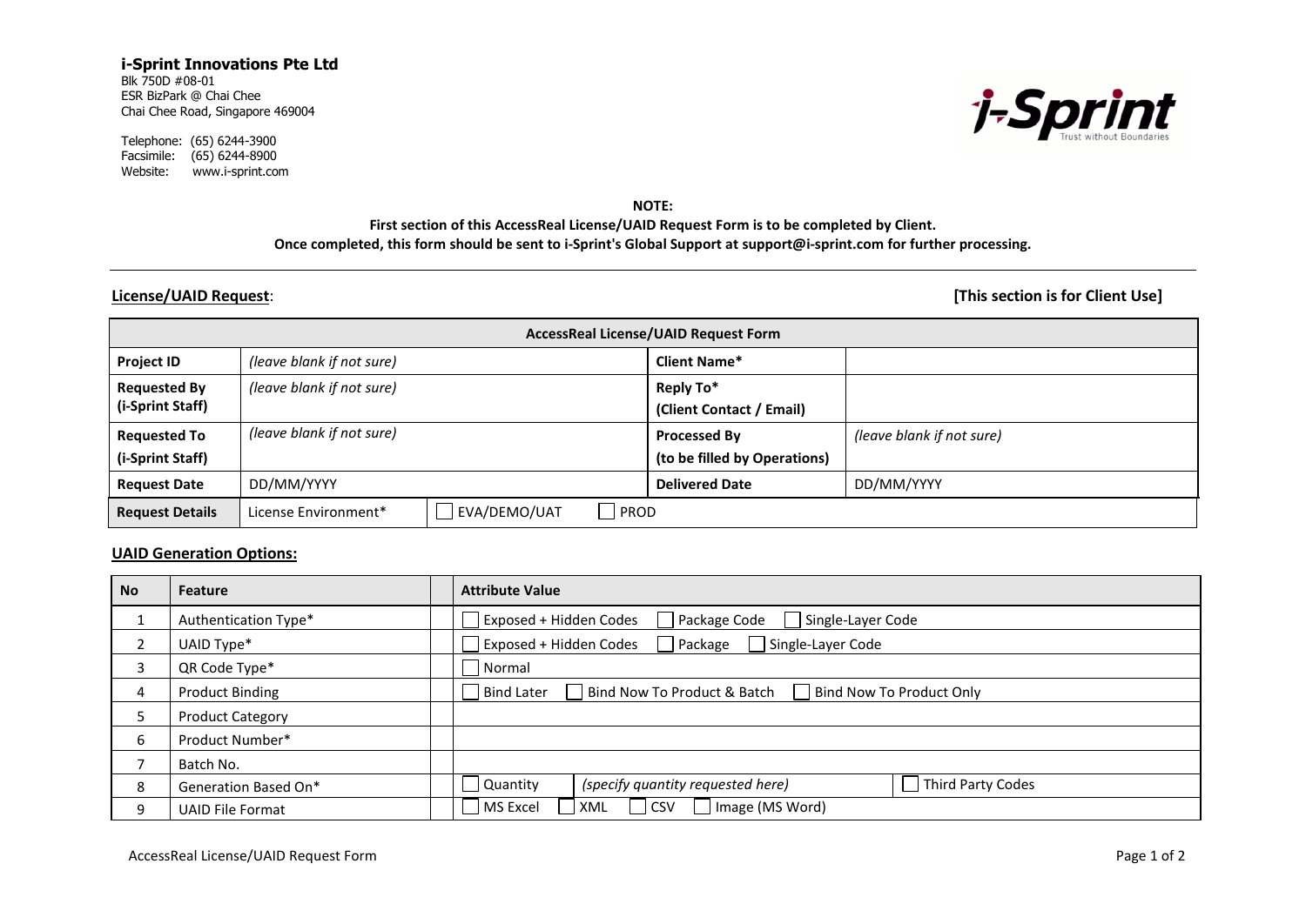**i-Sprint Innovations Pte Ltd**
Blk 750D #08-01
ESR BizPark @ Chai Chee
Chai Chee Road, Singapore 469004

Telephone: (65) 6244-3900
Facsimile: (65) 6244-8900
Website: www.i-sprint.com

**NOTE:**
**First section of this AccessReal License/UAID Request Form is to be completed by Client.**
**Once completed, this form should be sent to i-Sprint's Global Support at support@i-sprint.com for further processing.**

---

**License/UAID Request**: **[This section is for Client Use]**

| AccessReal License/UAID Request Form | | | |
|---|---|---|---|
| **Project ID** | *(leave blank if not sure)* | **Client Name*** | |
| **Requested By (i-Sprint Staff)** | *(leave blank if not sure)* | **Reply To* (Client Contact / Email)** | |
| **Requested To (i-Sprint Staff)** | *(leave blank if not sure)* | **Processed By (to be filled by Operations)** | *(leave blank if not sure)* |
| **Request Date** | DD/MM/YYYY | **Delivered Date** | DD/MM/YYYY |
| **Request Details** | License Environment* | ☐ EVA/DEMO/UAT ☐ PROD | |

**UAID Generation Options:**

| No | Feature | | Attribute Value |
|---|---|---|---|
| 1 | Authentication Type* | | ☐ Exposed + Hidden Codes ☐ Package Code ☐ Single-Layer Code |
| 2 | UAID Type* | | ☐ Exposed + Hidden Codes ☐ Package ☐ Single-Layer Code |
| 3 | QR Code Type* | | ☐ Normal |
| 4 | Product Binding | | ☐ Bind Later ☐ Bind Now To Product & Batch ☐ Bind Now To Product Only |
| 5 | Product Category | | |
| 6 | Product Number* | | |
| 7 | Batch No. | | |
| 8 | Generation Based On* | | ☐ Quantity *(specify quantity requested here)* ☐ Third Party Codes |
| 9 | UAID File Format | | ☐ MS Excel ☐ XML ☐ CSV ☐ Image (MS Word) |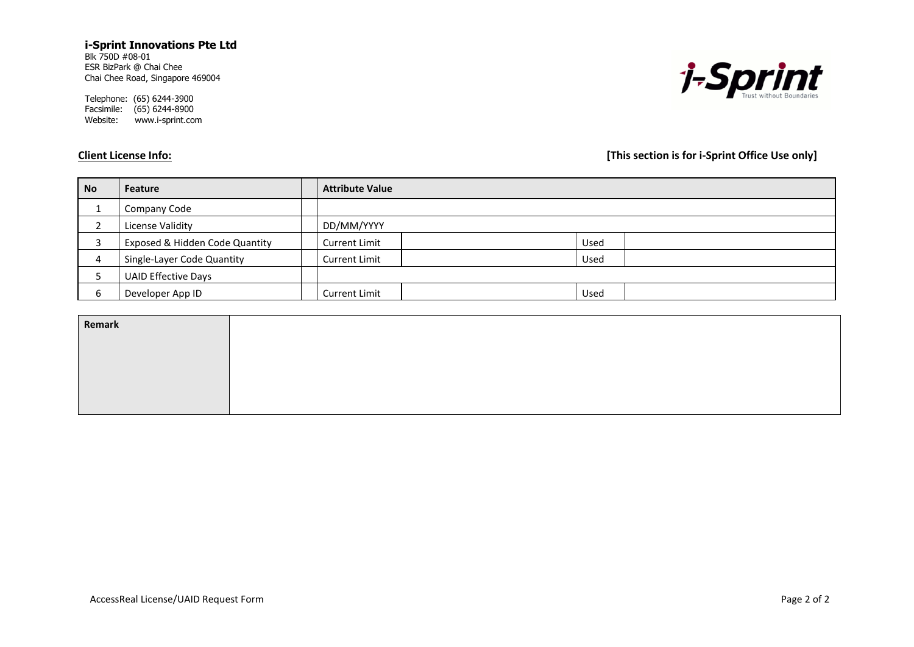**i-Sprint Innovations Pte Ltd**
Blk 750D #08-01
ESR BizPark @ Chai Chee
Chai Chee Road, Singapore 469004

Telephone: (65) 6244-3900
Facsimile: (65) 6244-8900
Website: www.i-sprint.com

**Client License Info:** **[This section is for i-Sprint Office Use only]**

| No | Feature | | Attribute Value | | | |
|---|---|---|---|---|---|---|
| 1 | Company Code | | | | | |
| 2 | License Validity | | DD/MM/YYYY | | | |
| 3 | Exposed & Hidden Code Quantity | | Current Limit | | Used | |
| 4 | Single-Layer Code Quantity | | Current Limit | | Used | |
| 5 | UAID Effective Days | | | | | |
| 6 | Developer App ID | | Current Limit | | Used | |

| Remark | |
|---|---|
| | |

AccessReal License/UAID Request Form